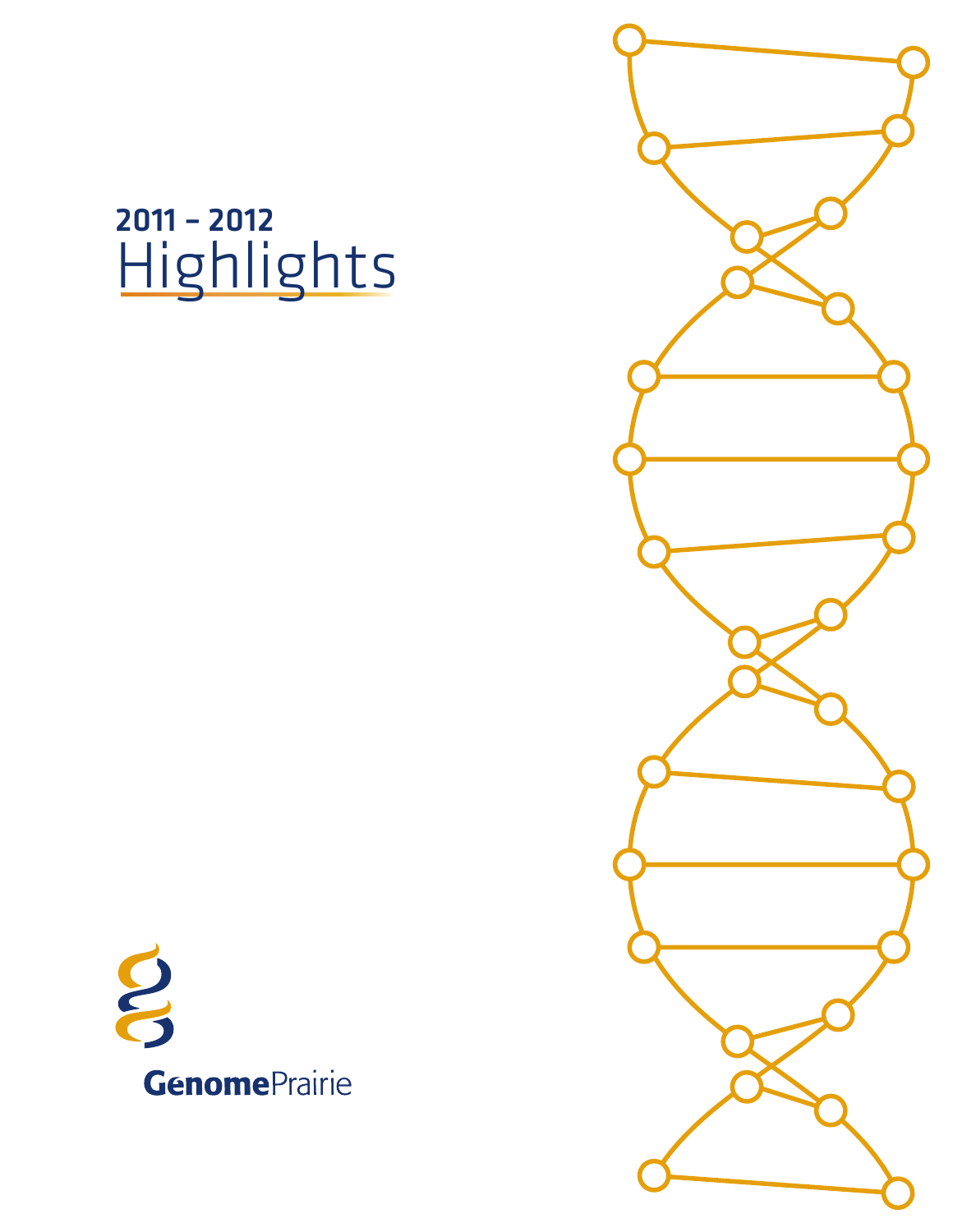# 2011 – 2012 Highlights

Genome Prairie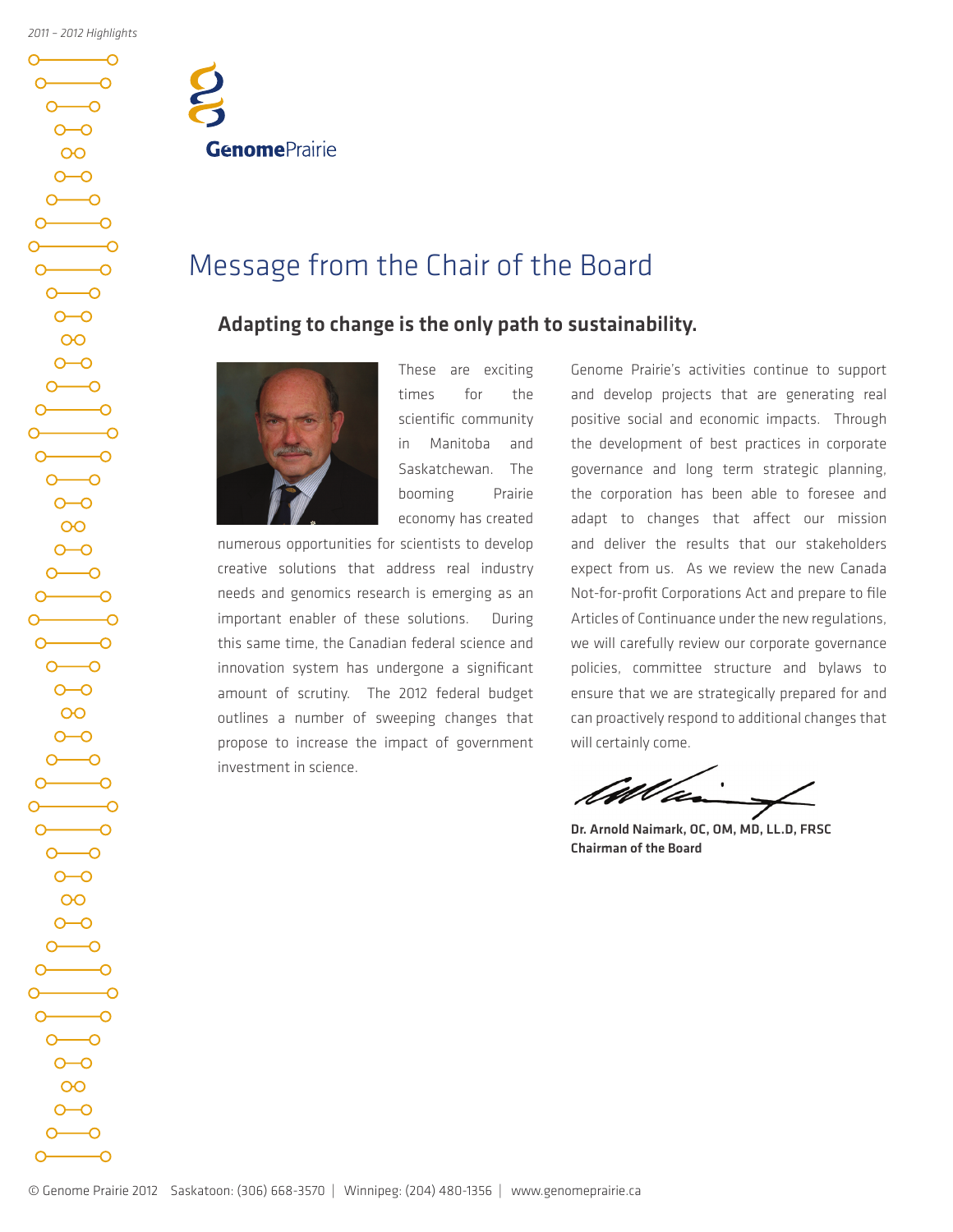# Message from the Chair of the Board

## Adapting to change is the only path to sustainability.

These are exciting times for the scientific community in Manitoba and Saskatchewan. The booming Prairie economy has created numerous opportunities for scientists to develop creative solutions that address real industry needs and genomics research is emerging as an important enabler of these solutions. During this same time, the Canadian federal science and innovation system has undergone a significant amount of scrutiny. The 2012 federal budget outlines a number of sweeping changes that propose to increase the impact of government investment in science.

Genome Prairie's activities continue to support and develop projects that are generating real positive social and economic impacts. Through the development of best practices in corporate governance and long term strategic planning, the corporation has been able to foresee and adapt to changes that affect our mission and deliver the results that our stakeholders expect from us. As we review the new Canada Not-for-profit Corporations Act and prepare to file Articles of Continuance under the new regulations, we will carefully review our corporate governance policies, committee structure and bylaws to ensure that we are strategically prepared for and can proactively respond to additional changes that will certainly come.

**Dr. Arnold Naimark, OC, OM, MD, LL.D, FRSC**
**Chairman of the Board**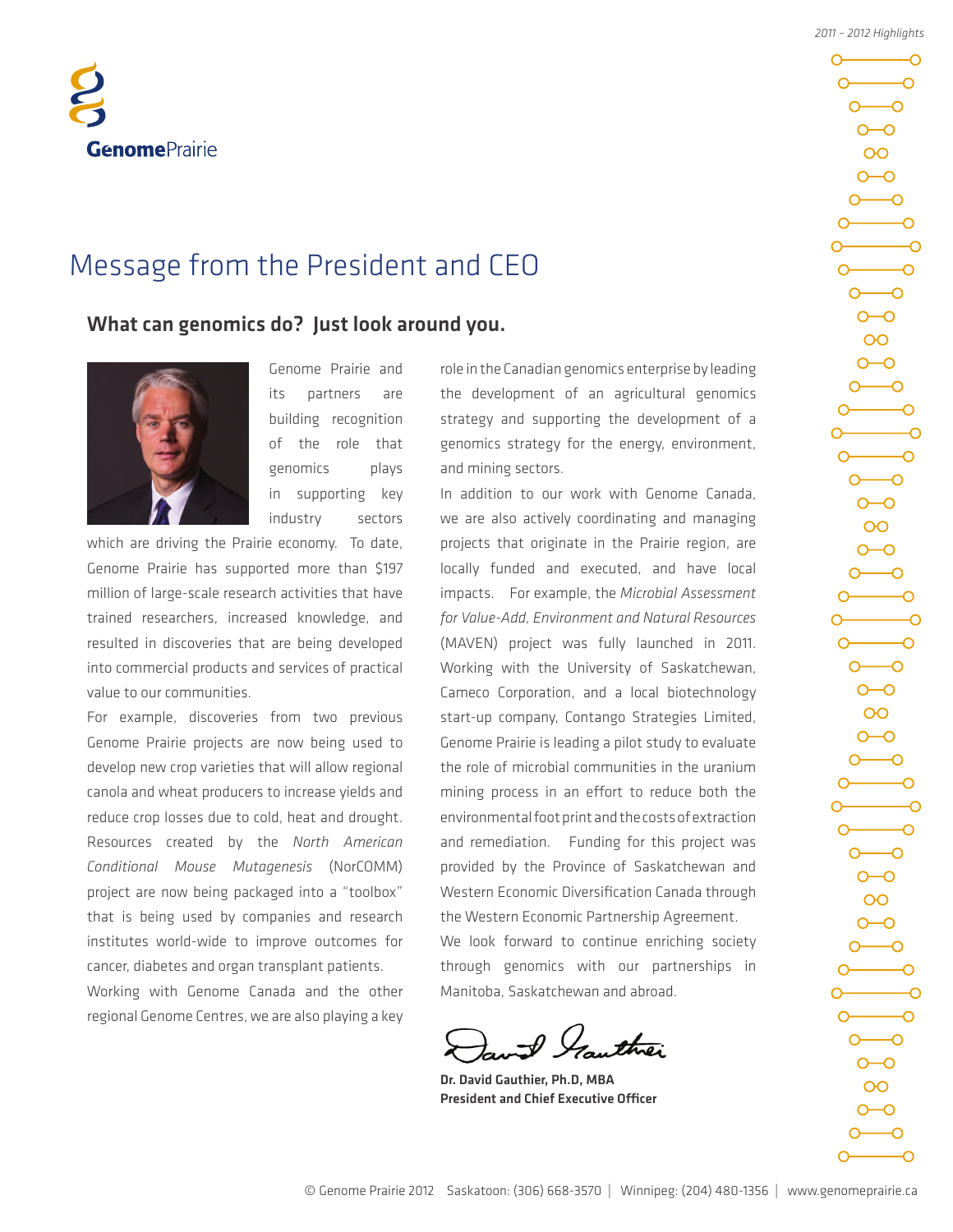# Message from the President and CEO

## What can genomics do? Just look around you.

Genome Prairie and its partners are building recognition of the role that genomics plays in supporting key industry sectors which are driving the Prairie economy. To date, Genome Prairie has supported more than $197 million of large-scale research activities that have trained researchers, increased knowledge, and resulted in discoveries that are being developed into commercial products and services of practical value to our communities.

For example, discoveries from two previous Genome Prairie projects are now being used to develop new crop varieties that will allow regional canola and wheat producers to increase yields and reduce crop losses due to cold, heat and drought. Resources created by the *North American Conditional Mouse Mutagenesis* (NorCOMM) project are now being packaged into a "toolbox" that is being used by companies and research institutes world-wide to improve outcomes for cancer, diabetes and organ transplant patients.

Working with Genome Canada and the other regional Genome Centres, we are also playing a key role in the Canadian genomics enterprise by leading the development of an agricultural genomics strategy and supporting the development of a genomics strategy for the energy, environment, and mining sectors.

In addition to our work with Genome Canada, we are also actively coordinating and managing projects that originate in the Prairie region, are locally funded and executed, and have local impacts. For example, the *Microbial Assessment for Value-Add, Environment and Natural Resources* (MAVEN) project was fully launched in 2011. Working with the University of Saskatchewan, Cameco Corporation, and a local biotechnology start-up company, Contango Strategies Limited, Genome Prairie is leading a pilot study to evaluate the role of microbial communities in the uranium mining process in an effort to reduce both the environmental foot print and the costs of extraction and remediation. Funding for this project was provided by the Province of Saskatchewan and Western Economic Diversification Canada through the Western Economic Partnership Agreement.

We look forward to continue enriching society through genomics with our partnerships in Manitoba, Saskatchewan and abroad.

**Dr. David Gauthier, Ph.D, MBA**
**President and Chief Executive Officer**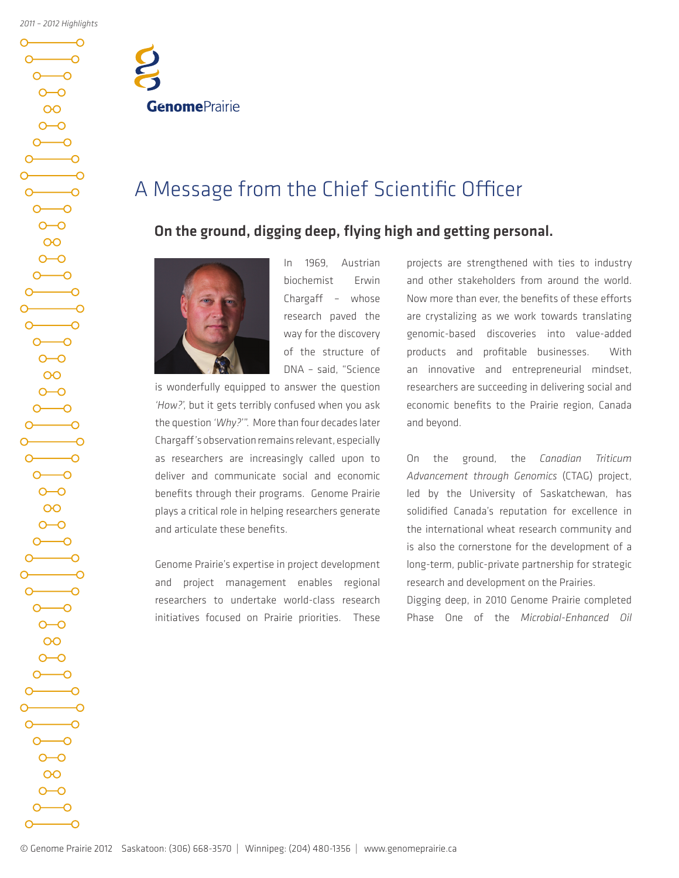# A Message from the Chief Scientific Officer

## On the ground, digging deep, flying high and getting personal.

In 1969, Austrian biochemist Erwin Chargaff – whose research paved the way for the discovery of the structure of DNA – said, "Science is wonderfully equipped to answer the question *'How?'*, but it gets terribly confused when you ask the question *'Why?'*". More than four decades later Chargaff's observation remains relevant, especially as researchers are increasingly called upon to deliver and communicate social and economic benefits through their programs. Genome Prairie plays a critical role in helping researchers generate and articulate these benefits.

Genome Prairie's expertise in project development and project management enables regional researchers to undertake world-class research initiatives focused on Prairie priorities. These projects are strengthened with ties to industry and other stakeholders from around the world. Now more than ever, the benefits of these efforts are crystalizing as we work towards translating genomic-based discoveries into value-added products and profitable businesses. With an innovative and entrepreneurial mindset, researchers are succeeding in delivering social and economic benefits to the Prairie region, Canada and beyond.

On the ground, the *Canadian Triticum Advancement through Genomics* (CTAG) project, led by the University of Saskatchewan, has solidified Canada's reputation for excellence in the international wheat research community and is also the cornerstone for the development of a long-term, public-private partnership for strategic research and development on the Prairies.

Digging deep, in 2010 Genome Prairie completed Phase One of the *Microbial-Enhanced Oil*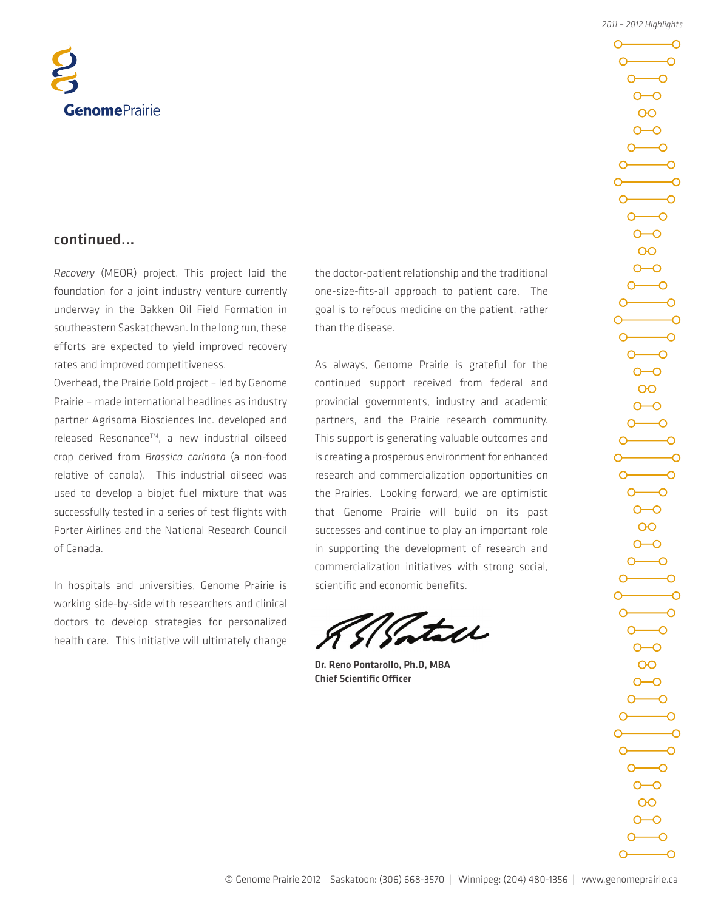## continued...

*Recovery* (MEOR) project. This project laid the foundation for a joint industry venture currently underway in the Bakken Oil Field Formation in southeastern Saskatchewan. In the long run, these efforts are expected to yield improved recovery rates and improved competitiveness.

Overhead, the Prairie Gold project – led by Genome Prairie – made international headlines as industry partner Agrisoma Biosciences Inc. developed and released Resonance™, a new industrial oilseed crop derived from *Brassica carinata* (a non-food relative of canola). This industrial oilseed was used to develop a biojet fuel mixture that was successfully tested in a series of test flights with Porter Airlines and the National Research Council of Canada.

In hospitals and universities, Genome Prairie is working side-by-side with researchers and clinical doctors to develop strategies for personalized health care. This initiative will ultimately change the doctor-patient relationship and the traditional one-size-fits-all approach to patient care. The goal is to refocus medicine on the patient, rather than the disease.

As always, Genome Prairie is grateful for the continued support received from federal and provincial governments, industry and academic partners, and the Prairie research community. This support is generating valuable outcomes and is creating a prosperous environment for enhanced research and commercialization opportunities on the Prairies. Looking forward, we are optimistic that Genome Prairie will build on its past successes and continue to play an important role in supporting the development of research and commercialization initiatives with strong social, scientific and economic benefits.

**Dr. Reno Pontarollo, Ph.D, MBA**
**Chief Scientific Officer**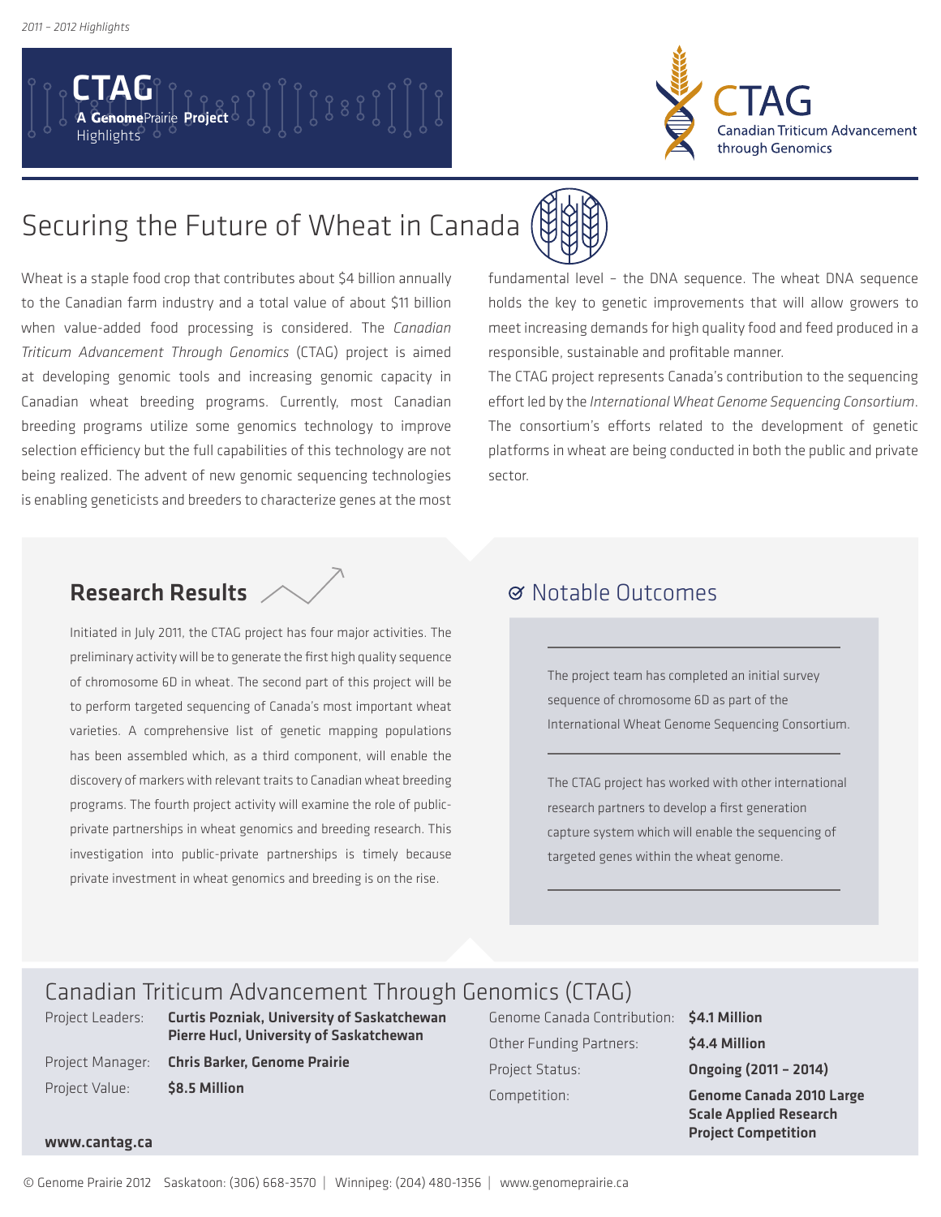# CTAG

**A Genome**Prairie **Project**
Highlights

**CTAG**
Canadian Triticum Advancement through Genomics

## Securing the Future of Wheat in Canada

Wheat is a staple food crop that contributes about $4 billion annually to the Canadian farm industry and a total value of about $11 billion when value-added food processing is considered. The *Canadian Triticum Advancement Through Genomics* (CTAG) project is aimed at developing genomic tools and increasing genomic capacity in Canadian wheat breeding programs. Currently, most Canadian breeding programs utilize some genomics technology to improve selection efficiency but the full capabilities of this technology are not being realized. The advent of new genomic sequencing technologies is enabling geneticists and breeders to characterize genes at the most fundamental level – the DNA sequence. The wheat DNA sequence holds the key to genetic improvements that will allow growers to meet increasing demands for high quality food and feed produced in a responsible, sustainable and profitable manner.

The CTAG project represents Canada's contribution to the sequencing effort led by the *International Wheat Genome Sequencing Consortium*. The consortium's efforts related to the development of genetic platforms in wheat are being conducted in both the public and private sector.

### Research Results

Initiated in July 2011, the CTAG project has four major activities. The preliminary activity will be to generate the first high quality sequence of chromosome 6D in wheat. The second part of this project will be to perform targeted sequencing of Canada's most important wheat varieties. A comprehensive list of genetic mapping populations has been assembled which, as a third component, will enable the discovery of markers with relevant traits to Canadian wheat breeding programs. The fourth project activity will examine the role of public-private partnerships in wheat genomics and breeding research. This investigation into public-private partnerships is timely because private investment in wheat genomics and breeding is on the rise.

### Notable Outcomes

The project team has completed an initial survey sequence of chromosome 6D as part of the International Wheat Genome Sequencing Consortium.

The CTAG project has worked with other international research partners to develop a first generation capture system which will enable the sequencing of targeted genes within the wheat genome.

## Canadian Triticum Advancement Through Genomics (CTAG)

| | |
|---|---|
| Project Leaders: | **Curtis Pozniak, University of Saskatchewan**<br>**Pierre Hucl, University of Saskatchewan** |
| Project Manager: | **Chris Barker, Genome Prairie** |
| Project Value: | **$8.5 Million** |
| Genome Canada Contribution: | **$4.1 Million** |
| Other Funding Partners: | **$4.4 Million** |
| Project Status: | **Ongoing (2011 – 2014)** |
| Competition: | **Genome Canada 2010 Large Scale Applied Research Project Competition** |

**www.cantag.ca**

© Genome Prairie 2012 Saskatoon: (306) 668-3570 | Winnipeg: (204) 480-1356 | www.genomeprairie.ca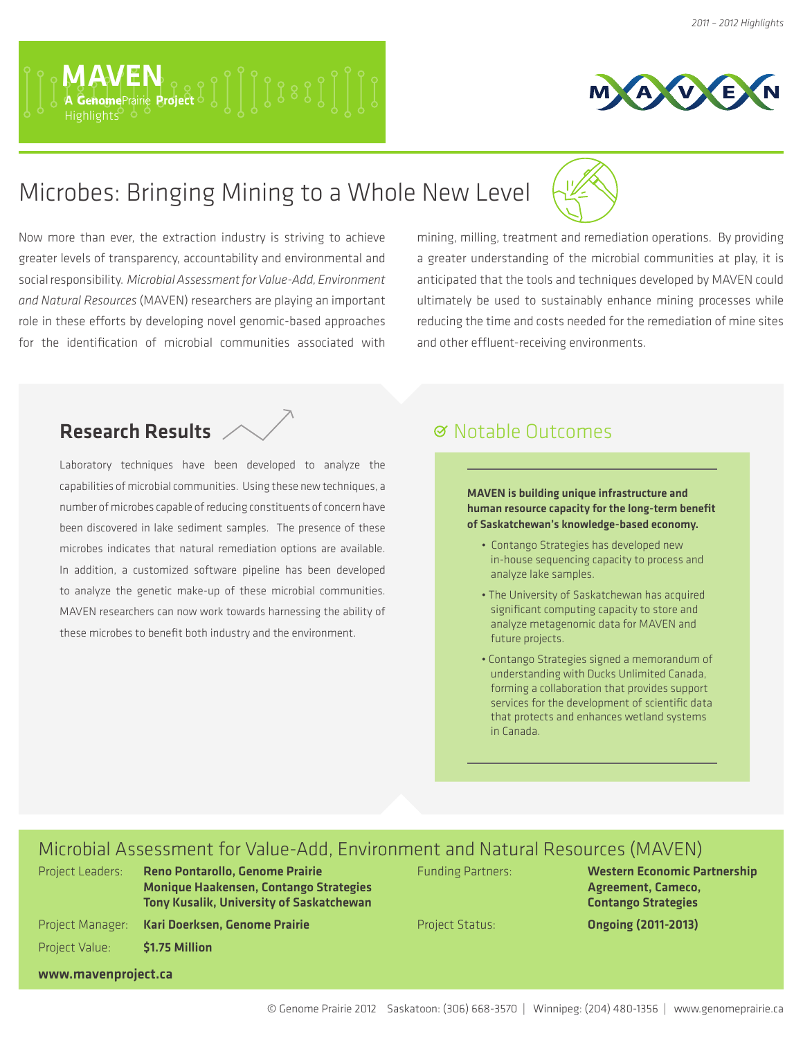# Microbes: Bringing Mining to a Whole New Level

Now more than ever, the extraction industry is striving to achieve greater levels of transparency, accountability and environmental and social responsibility. *Microbial Assessment for Value-Add, Environment and Natural Resources* (MAVEN) researchers are playing an important role in these efforts by developing novel genomic-based approaches for the identification of microbial communities associated with mining, milling, treatment and remediation operations. By providing a greater understanding of the microbial communities at play, it is anticipated that the tools and techniques developed by MAVEN could ultimately be used to sustainably enhance mining processes while reducing the time and costs needed for the remediation of mine sites and other effluent-receiving environments.

## Research Results

Laboratory techniques have been developed to analyze the capabilities of microbial communities. Using these new techniques, a number of microbes capable of reducing constituents of concern have been discovered in lake sediment samples. The presence of these microbes indicates that natural remediation options are available. In addition, a customized software pipeline has been developed to analyze the genetic make-up of these microbial communities. MAVEN researchers can now work towards harnessing the ability of these microbes to benefit both industry and the environment.

## Notable Outcomes

**MAVEN is building unique infrastructure and human resource capacity for the long-term benefit of Saskatchewan's knowledge-based economy.**

- Contango Strategies has developed new in-house sequencing capacity to process and analyze lake samples.
- The University of Saskatchewan has acquired significant computing capacity to store and analyze metagenomic data for MAVEN and future projects.
- Contango Strategies signed a memorandum of understanding with Ducks Unlimited Canada, forming a collaboration that provides support services for the development of scientific data that protects and enhances wetland systems in Canada.

## Microbial Assessment for Value-Add, Environment and Natural Resources (MAVEN)

Project Leaders: **Reno Pontarollo, Genome Prairie**
**Monique Haakensen, Contango Strategies**
**Tony Kusalik, University of Saskatchewan**

Project Manager: **Kari Doerksen, Genome Prairie**

Project Value: **$1.75 Million**

Funding Partners: **Western Economic Partnership Agreement, Cameco, Contango Strategies**

Project Status: **Ongoing (2011-2013)**

**www.mavenproject.ca**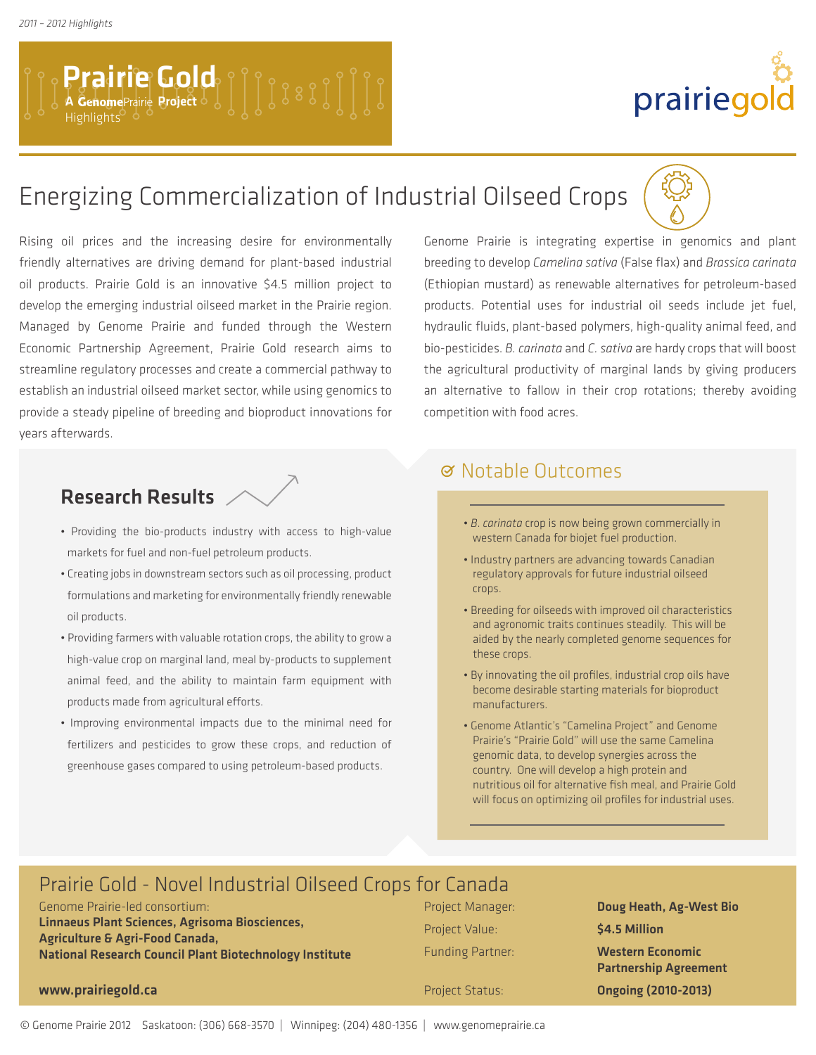# Prairie Gold

**A GenomePrairie Project**

Highlights

## Energizing Commercialization of Industrial Oilseed Crops

Rising oil prices and the increasing desire for environmentally friendly alternatives are driving demand for plant-based industrial oil products. Prairie Gold is an innovative $4.5 million project to develop the emerging industrial oilseed market in the Prairie region. Managed by Genome Prairie and funded through the Western Economic Partnership Agreement, Prairie Gold research aims to streamline regulatory processes and create a commercial pathway to establish an industrial oilseed market sector, while using genomics to provide a steady pipeline of breeding and bioproduct innovations for years afterwards.

Genome Prairie is integrating expertise in genomics and plant breeding to develop *Camelina sativa* (False flax) and *Brassica carinata* (Ethiopian mustard) as renewable alternatives for petroleum-based products. Potential uses for industrial oil seeds include jet fuel, hydraulic fluids, plant-based polymers, high-quality animal feed, and bio-pesticides. *B. carinata* and *C. sativa* are hardy crops that will boost the agricultural productivity of marginal lands by giving producers an alternative to fallow in their crop rotations; thereby avoiding competition with food acres.

### Research Results

- Providing the bio-products industry with access to high-value markets for fuel and non-fuel petroleum products.
- Creating jobs in downstream sectors such as oil processing, product formulations and marketing for environmentally friendly renewable oil products.
- Providing farmers with valuable rotation crops, the ability to grow a high-value crop on marginal land, meal by-products to supplement animal feed, and the ability to maintain farm equipment with products made from agricultural efforts.
- Improving environmental impacts due to the minimal need for fertilizers and pesticides to grow these crops, and reduction of greenhouse gases compared to using petroleum-based products.

### Notable Outcomes

- *B. carinata* crop is now being grown commercially in western Canada for biojet fuel production.
- Industry partners are advancing towards Canadian regulatory approvals for future industrial oilseed crops.
- Breeding for oilseeds with improved oil characteristics and agronomic traits continues steadily. This will be aided by the nearly completed genome sequences for these crops.
- By innovating the oil profiles, industrial crop oils have become desirable starting materials for bioproduct manufacturers.
- Genome Atlantic's "Camelina Project" and Genome Prairie's "Prairie Gold" will use the same Camelina genomic data, to develop synergies across the country. One will develop a high protein and nutritious oil for alternative fish meal, and Prairie Gold will focus on optimizing oil profiles for industrial uses.

## Prairie Gold - Novel Industrial Oilseed Crops for Canada

Genome Prairie-led consortium:
**Linnaeus Plant Sciences, Agrisoma Biosciences, Agriculture & Agri-Food Canada, National Research Council Plant Biotechnology Institute**

**www.prairiegold.ca**

| | |
|---|---|
| Project Manager: | **Doug Heath, Ag-West Bio** |
| Project Value: | **$4.5 Million** |
| Funding Partner: | **Western Economic Partnership Agreement** |
| Project Status: | **Ongoing (2010-2013)** |

© Genome Prairie 2012 Saskatoon: (306) 668-3570 | Winnipeg: (204) 480-1356 | www.genomeprairie.ca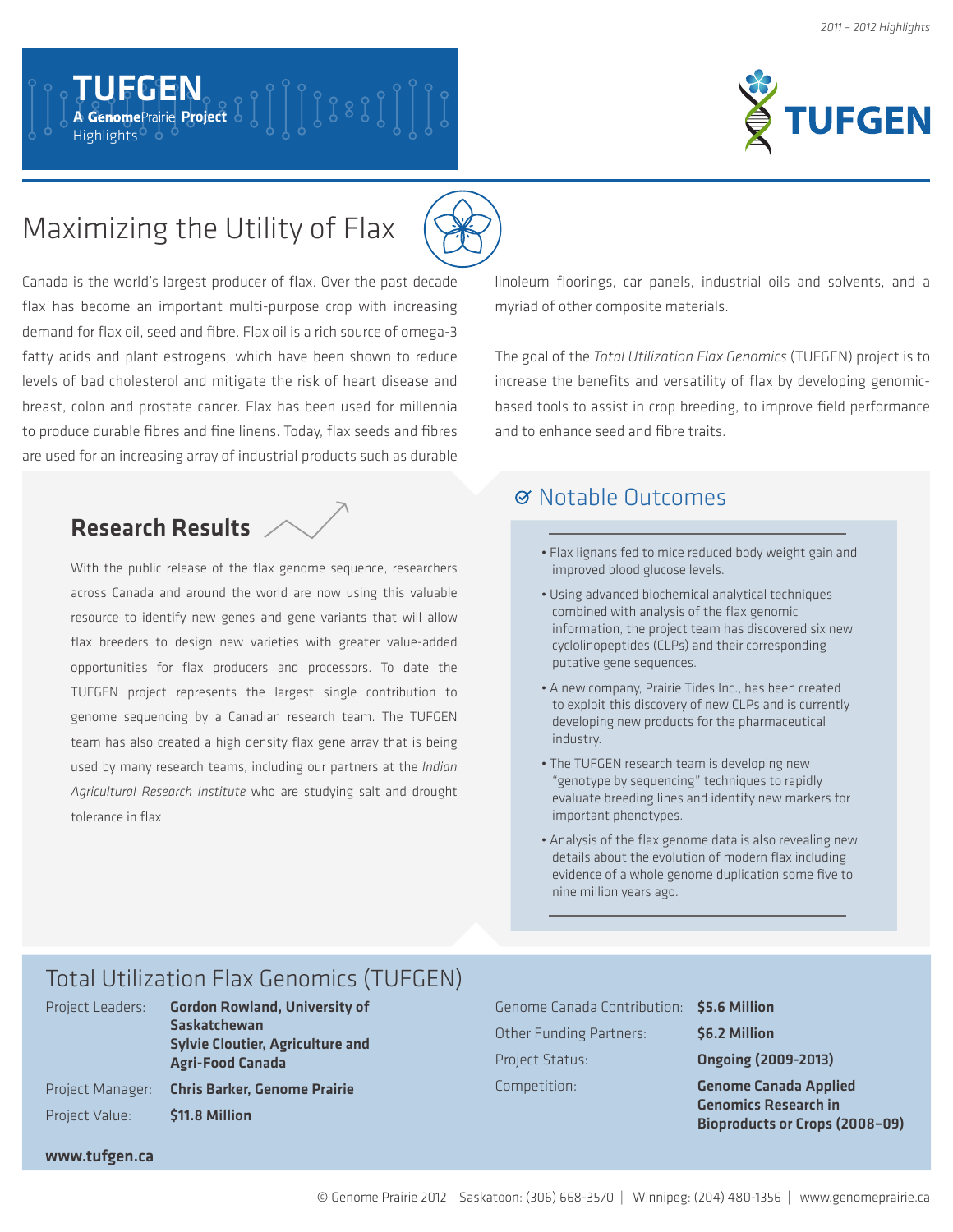# TUFGEN

**A Genome**Prairie **Project**
Highlights

## Maximizing the Utility of Flax

Canada is the world's largest producer of flax. Over the past decade flax has become an important multi-purpose crop with increasing demand for flax oil, seed and fibre. Flax oil is a rich source of omega-3 fatty acids and plant estrogens, which have been shown to reduce levels of bad cholesterol and mitigate the risk of heart disease and breast, colon and prostate cancer. Flax has been used for millennia to produce durable fibres and fine linens. Today, flax seeds and fibres are used for an increasing array of industrial products such as durable linoleum floorings, car panels, industrial oils and solvents, and a myriad of other composite materials.

The goal of the *Total Utilization Flax Genomics* (TUFGEN) project is to increase the benefits and versatility of flax by developing genomic-based tools to assist in crop breeding, to improve field performance and to enhance seed and fibre traits.

### Research Results

With the public release of the flax genome sequence, researchers across Canada and around the world are now using this valuable resource to identify new genes and gene variants that will allow flax breeders to design new varieties with greater value-added opportunities for flax producers and processors. To date the TUFGEN project represents the largest single contribution to genome sequencing by a Canadian research team. The TUFGEN team has also created a high density flax gene array that is being used by many research teams, including our partners at the *Indian Agricultural Research Institute* who are studying salt and drought tolerance in flax.

### Notable Outcomes

- Flax lignans fed to mice reduced body weight gain and improved blood glucose levels.
- Using advanced biochemical analytical techniques combined with analysis of the flax genomic information, the project team has discovered six new cyclolinopeptides (CLPs) and their corresponding putative gene sequences.
- A new company, Prairie Tides Inc., has been created to exploit this discovery of new CLPs and is currently developing new products for the pharmaceutical industry.
- The TUFGEN research team is developing new "genotype by sequencing" techniques to rapidly evaluate breeding lines and identify new markers for important phenotypes.
- Analysis of the flax genome data is also revealing new details about the evolution of modern flax including evidence of a whole genome duplication some five to nine million years ago.

## Total Utilization Flax Genomics (TUFGEN)

| | |
|---|---|
| Project Leaders: | **Gordon Rowland, University of Saskatchewan**<br>**Sylvie Cloutier, Agriculture and Agri-Food Canada** |
| Project Manager: | **Chris Barker, Genome Prairie** |
| Project Value: | **$11.8 Million** |
| Genome Canada Contribution: | **$5.6 Million** |
| Other Funding Partners: | **$6.2 Million** |
| Project Status: | **Ongoing (2009-2013)** |
| Competition: | **Genome Canada Applied Genomics Research in Bioproducts or Crops (2008–09)** |

**www.tufgen.ca**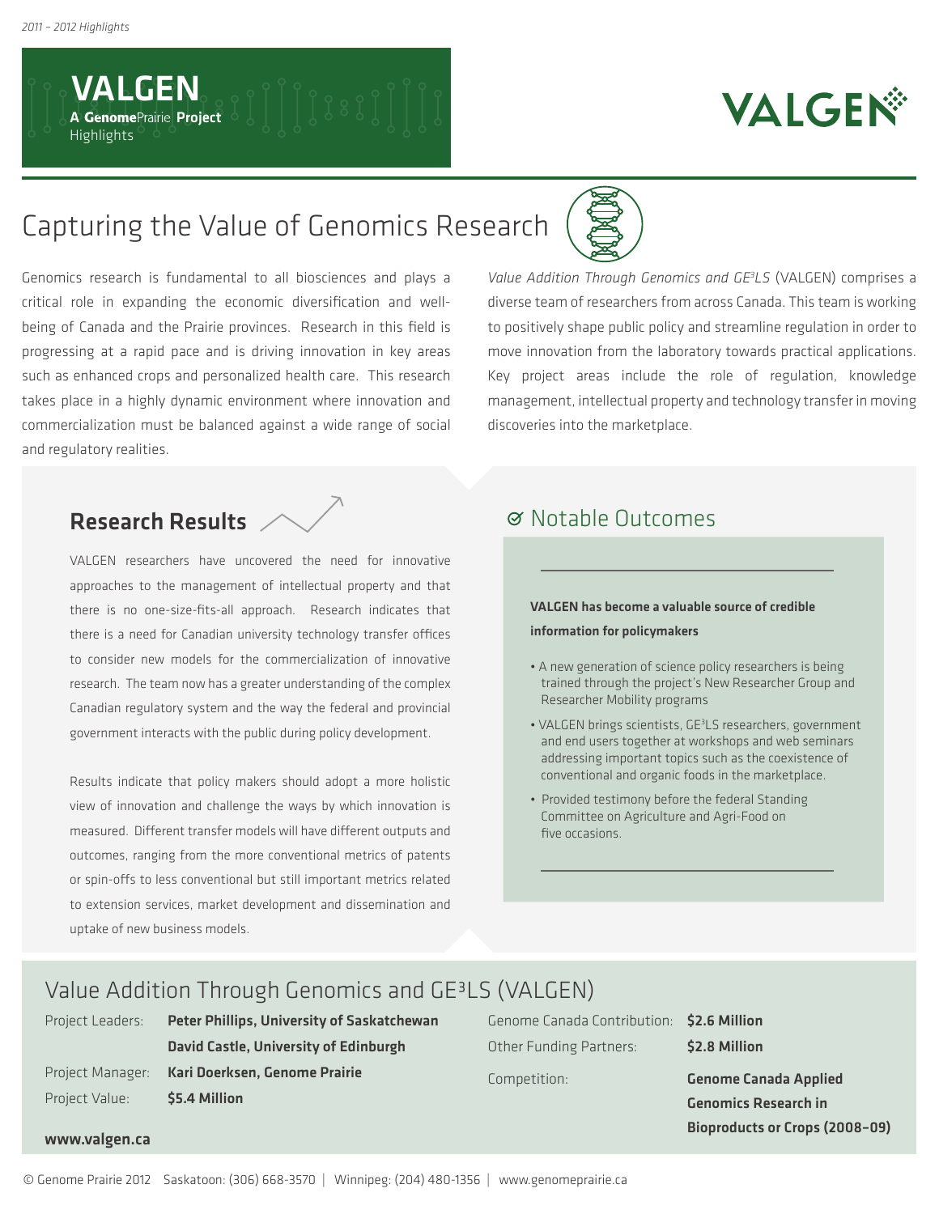2011 – 2012 Highlights

# VALGEN

**A GenomePrairie Project**
Highlights

VALGEN

## Capturing the Value of Genomics Research

Genomics research is fundamental to all biosciences and plays a critical role in expanding the economic diversification and well-being of Canada and the Prairie provinces. Research in this field is progressing at a rapid pace and is driving innovation in key areas such as enhanced crops and personalized health care. This research takes place in a highly dynamic environment where innovation and commercialization must be balanced against a wide range of social and regulatory realities.

*Value Addition Through Genomics and GE³LS* (VALGEN) comprises a diverse team of researchers from across Canada. This team is working to positively shape public policy and streamline regulation in order to move innovation from the laboratory towards practical applications. Key project areas include the role of regulation, knowledge management, intellectual property and technology transfer in moving discoveries into the marketplace.

### Research Results

VALGEN researchers have uncovered the need for innovative approaches to the management of intellectual property and that there is no one-size-fits-all approach. Research indicates that there is a need for Canadian university technology transfer offices to consider new models for the commercialization of innovative research. The team now has a greater understanding of the complex Canadian regulatory system and the way the federal and provincial government interacts with the public during policy development.

Results indicate that policy makers should adopt a more holistic view of innovation and challenge the ways by which innovation is measured. Different transfer models will have different outputs and outcomes, ranging from the more conventional metrics of patents or spin-offs to less conventional but still important metrics related to extension services, market development and dissemination and uptake of new business models.

### Notable Outcomes

**VALGEN has become a valuable source of credible information for policymakers**

- A new generation of science policy researchers is being trained through the project's New Researcher Group and Researcher Mobility programs
- VALGEN brings scientists, GE³LS researchers, government and end users together at workshops and web seminars addressing important topics such as the coexistence of conventional and organic foods in the marketplace.
- Provided testimony before the federal Standing Committee on Agriculture and Agri-Food on five occasions.

## Value Addition Through Genomics and GE³LS (VALGEN)

| | |
|---|---|
| Project Leaders: | **Peter Phillips, University of Saskatchewan** |
| | **David Castle, University of Edinburgh** |
| Project Manager: | **Kari Doerksen, Genome Prairie** |
| Project Value: | **$5.4 Million** |
| Genome Canada Contribution: | **$2.6 Million** |
| Other Funding Partners: | **$2.8 Million** |
| Competition: | **Genome Canada Applied Genomics Research in Bioproducts or Crops (2008–09)** |

**www.valgen.ca**

© Genome Prairie 2012 Saskatoon: (306) 668-3570 | Winnipeg: (204) 480-1356 | www.genomeprairie.ca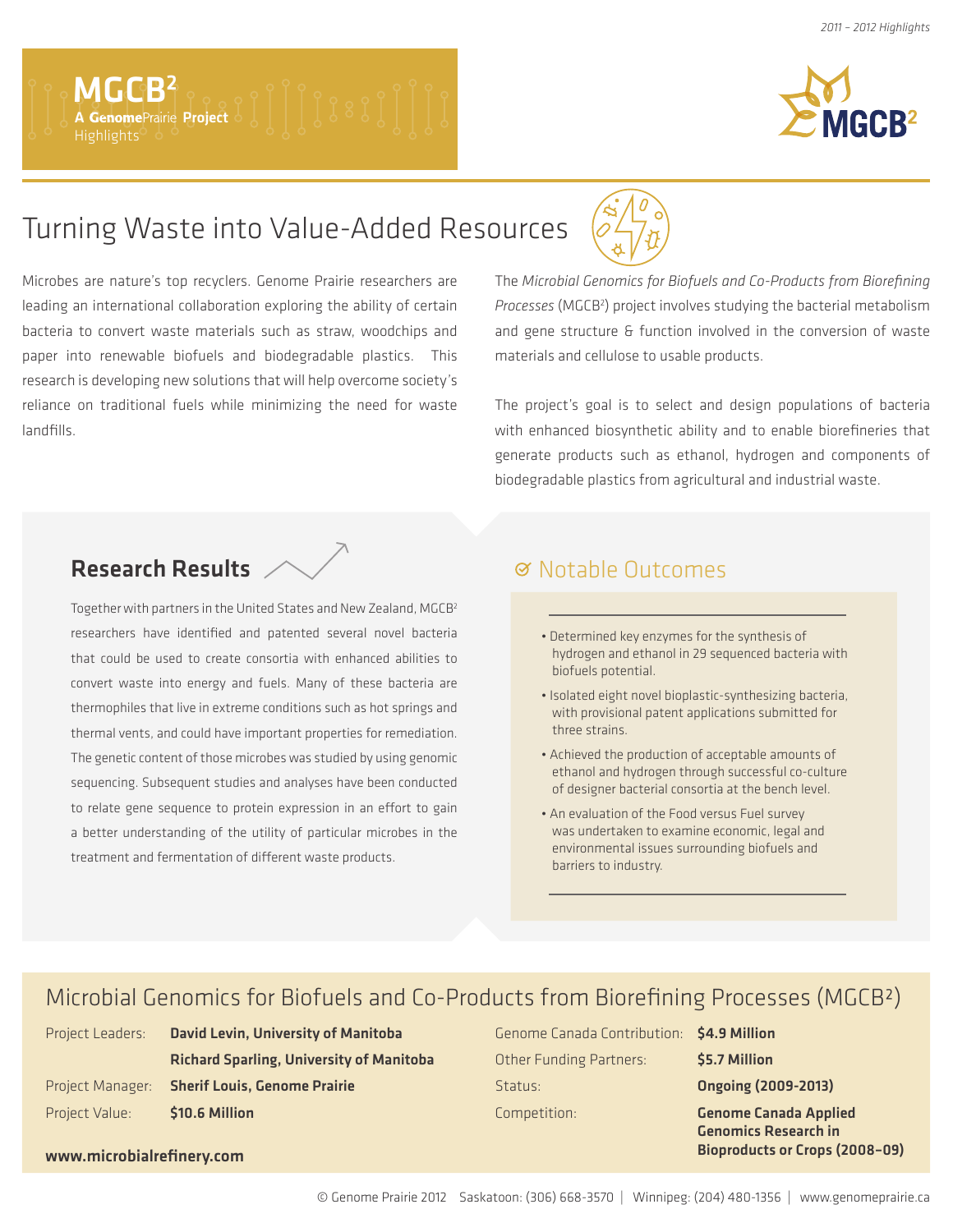# MGCB²

**A GenomePrairie Project**
Highlights

## Turning Waste into Value-Added Resources

Microbes are nature's top recyclers. Genome Prairie researchers are leading an international collaboration exploring the ability of certain bacteria to convert waste materials such as straw, woodchips and paper into renewable biofuels and biodegradable plastics. This research is developing new solutions that will help overcome society's reliance on traditional fuels while minimizing the need for waste landfills.

The *Microbial Genomics for Biofuels and Co-Products from Biorefining Processes* (MGCB²) project involves studying the bacterial metabolism and gene structure & function involved in the conversion of waste materials and cellulose to usable products.

The project's goal is to select and design populations of bacteria with enhanced biosynthetic ability and to enable biorefineries that generate products such as ethanol, hydrogen and components of biodegradable plastics from agricultural and industrial waste.

### Research Results

Together with partners in the United States and New Zealand, MGCB² researchers have identified and patented several novel bacteria that could be used to create consortia with enhanced abilities to convert waste into energy and fuels. Many of these bacteria are thermophiles that live in extreme conditions such as hot springs and thermal vents, and could have important properties for remediation. The genetic content of those microbes was studied by using genomic sequencing. Subsequent studies and analyses have been conducted to relate gene sequence to protein expression in an effort to gain a better understanding of the utility of particular microbes in the treatment and fermentation of different waste products.

### Notable Outcomes

- Determined key enzymes for the synthesis of hydrogen and ethanol in 29 sequenced bacteria with biofuels potential.
- Isolated eight novel bioplastic-synthesizing bacteria, with provisional patent applications submitted for three strains.
- Achieved the production of acceptable amounts of ethanol and hydrogen through successful co-culture of designer bacterial consortia at the bench level.
- An evaluation of the Food versus Fuel survey was undertaken to examine economic, legal and environmental issues surrounding biofuels and barriers to industry.

## Microbial Genomics for Biofuels and Co-Products from Biorefining Processes (MGCB²)

| | | | |
|---|---|---|---|
| Project Leaders: | **David Levin, University of Manitoba** | Genome Canada Contribution: | **$4.9 Million** |
| | **Richard Sparling, University of Manitoba** | Other Funding Partners: | **$5.7 Million** |
| Project Manager: | **Sherif Louis, Genome Prairie** | Status: | **Ongoing (2009-2013)** |
| Project Value: | **$10.6 Million** | Competition: | **Genome Canada Applied Genomics Research in Bioproducts or Crops (2008–09)** |

**www.microbialrefinery.com**

© Genome Prairie 2012 Saskatoon: (306) 668-3570 | Winnipeg: (204) 480-1356 | www.genomeprairie.ca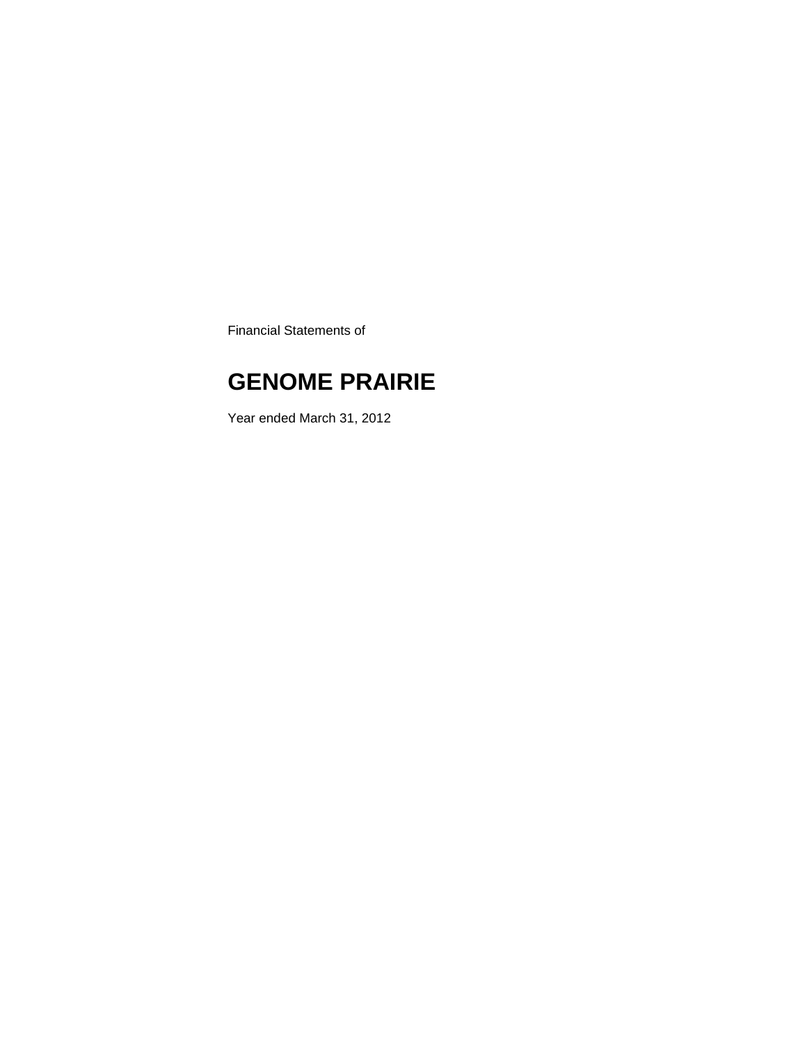Financial Statements of

# GENOME PRAIRIE

Year ended March 31, 2012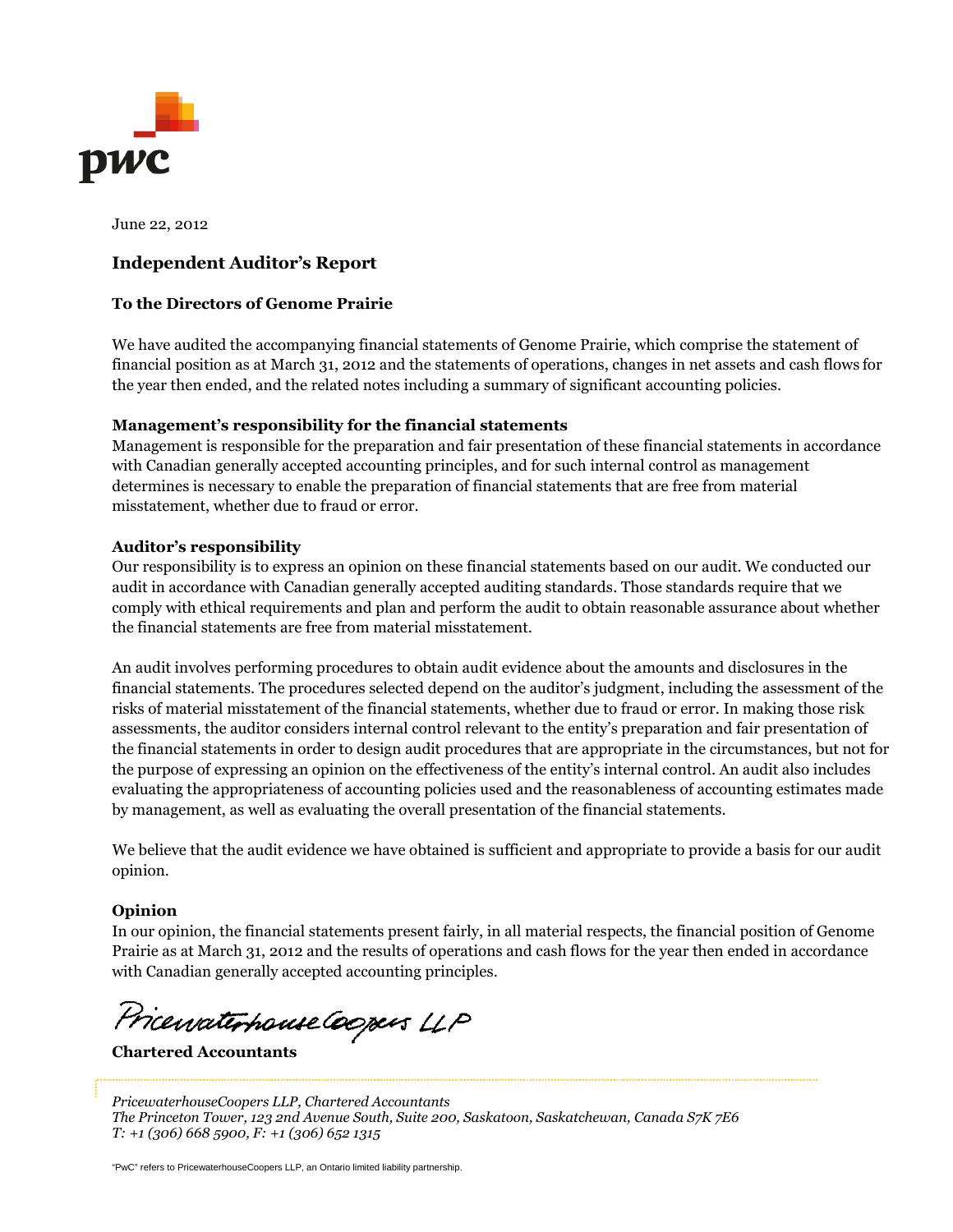June 22, 2012

## Independent Auditor's Report

**To the Directors of Genome Prairie**

We have audited the accompanying financial statements of Genome Prairie, which comprise the statement of financial position as at March 31, 2012 and the statements of operations, changes in net assets and cash flows for the year then ended, and the related notes including a summary of significant accounting policies.

**Management's responsibility for the financial statements**

Management is responsible for the preparation and fair presentation of these financial statements in accordance with Canadian generally accepted accounting principles, and for such internal control as management determines is necessary to enable the preparation of financial statements that are free from material misstatement, whether due to fraud or error.

**Auditor's responsibility**

Our responsibility is to express an opinion on these financial statements based on our audit. We conducted our audit in accordance with Canadian generally accepted auditing standards. Those standards require that we comply with ethical requirements and plan and perform the audit to obtain reasonable assurance about whether the financial statements are free from material misstatement.

An audit involves performing procedures to obtain audit evidence about the amounts and disclosures in the financial statements. The procedures selected depend on the auditor's judgment, including the assessment of the risks of material misstatement of the financial statements, whether due to fraud or error. In making those risk assessments, the auditor considers internal control relevant to the entity's preparation and fair presentation of the financial statements in order to design audit procedures that are appropriate in the circumstances, but not for the purpose of expressing an opinion on the effectiveness of the entity's internal control. An audit also includes evaluating the appropriateness of accounting policies used and the reasonableness of accounting estimates made by management, as well as evaluating the overall presentation of the financial statements.

We believe that the audit evidence we have obtained is sufficient and appropriate to provide a basis for our audit opinion.

**Opinion**

In our opinion, the financial statements present fairly, in all material respects, the financial position of Genome Prairie as at March 31, 2012 and the results of operations and cash flows for the year then ended in accordance with Canadian generally accepted accounting principles.

PricewaterhouseCoopers LLP

**Chartered Accountants**

*PricewaterhouseCoopers LLP, Chartered Accountants*
*The Princeton Tower, 123 2nd Avenue South, Suite 200, Saskatoon, Saskatchewan, Canada S7K 7E6*
*T: +1 (306) 668 5900, F: +1 (306) 652 1315*

"PwC" refers to PricewaterhouseCoopers LLP, an Ontario limited liability partnership.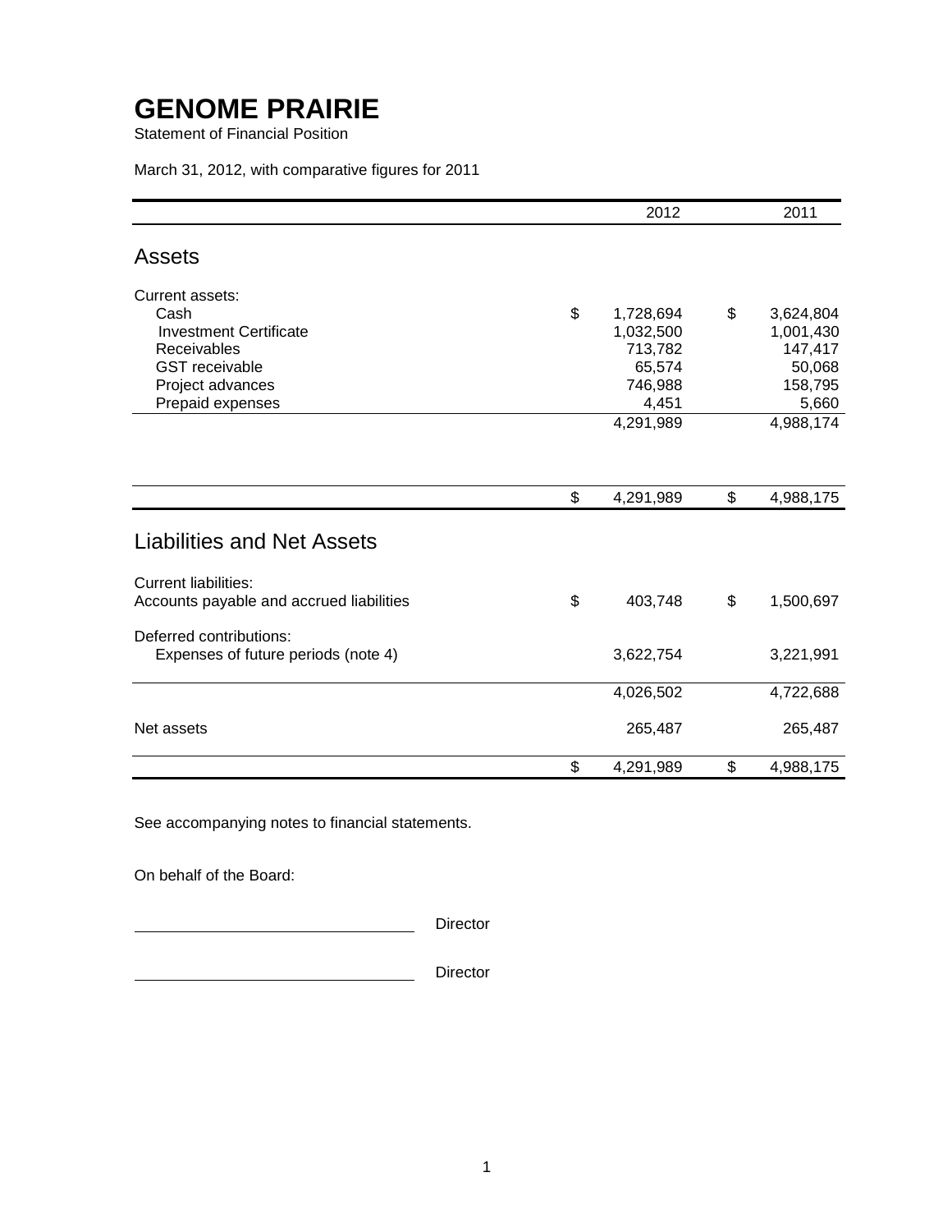# GENOME PRAIRIE

Statement of Financial Position

March 31, 2012, with comparative figures for 2011

| | 2012 | 2011 |
|---|---|---|
| **Assets** | | |
| Current assets: | | |
| Cash | $ 1,728,694 | $ 3,624,804 |
| Investment Certificate | 1,032,500 | 1,001,430 |
| Receivables | 713,782 | 147,417 |
| GST receivable | 65,574 | 50,068 |
| Project advances | 746,988 | 158,795 |
| Prepaid expenses | 4,451 | 5,660 |
| | 4,291,989 | 4,988,174 |
| | $ 4,291,989 | $ 4,988,175 |
| **Liabilities and Net Assets** | | |
| Current liabilities: | | |
| Accounts payable and accrued liabilities | $ 403,748 | $ 1,500,697 |
| Deferred contributions: | | |
| Expenses of future periods (note 4) | 3,622,754 | 3,221,991 |
| | 4,026,502 | 4,722,688 |
| Net assets | 265,487 | 265,487 |
| | $ 4,291,989 | $ 4,988,175 |

See accompanying notes to financial statements.

On behalf of the Board:

\_\_\_\_\_\_\_\_\_\_\_\_\_\_\_\_\_\_\_\_\_\_\_\_\_\_\_\_\_\_ Director

\_\_\_\_\_\_\_\_\_\_\_\_\_\_\_\_\_\_\_\_\_\_\_\_\_\_\_\_\_\_ Director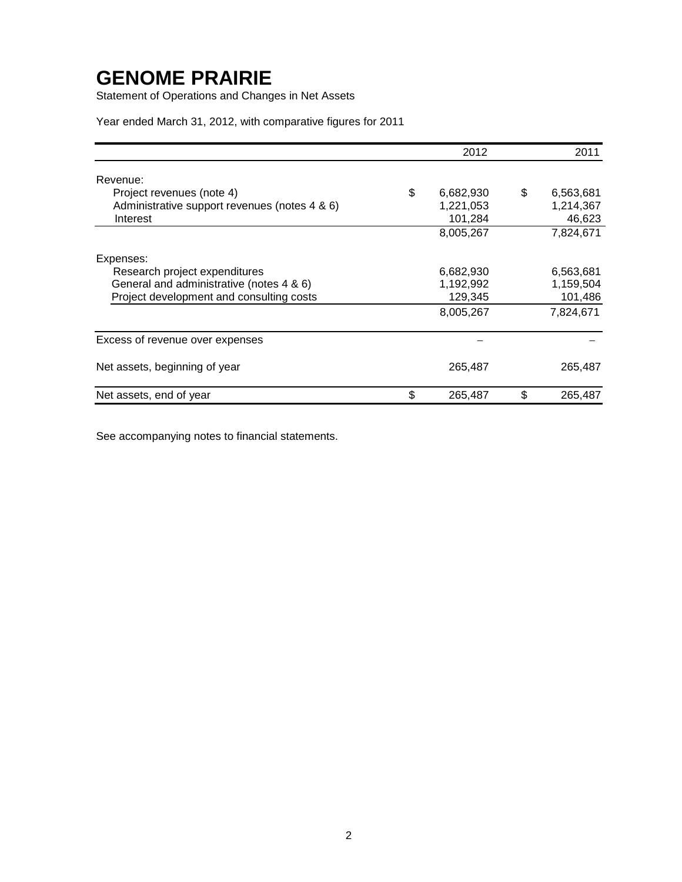# GENOME PRAIRIE

Statement of Operations and Changes in Net Assets

Year ended March 31, 2012, with comparative figures for 2011

| | 2012 | 2011 |
|---|---|---|
| Revenue: | | |
| Project revenues (note 4) | $ 6,682,930 | $ 6,563,681 |
| Administrative support revenues (notes 4 & 6) | 1,221,053 | 1,214,367 |
| Interest | 101,284 | 46,623 |
| | 8,005,267 | 7,824,671 |
| Expenses: | | |
| Research project expenditures | 6,682,930 | 6,563,681 |
| General and administrative (notes 4 & 6) | 1,192,992 | 1,159,504 |
| Project development and consulting costs | 129,345 | 101,486 |
| | 8,005,267 | 7,824,671 |
| Excess of revenue over expenses | – | – |
| Net assets, beginning of year | 265,487 | 265,487 |
| Net assets, end of year | $ 265,487 | $ 265,487 |

See accompanying notes to financial statements.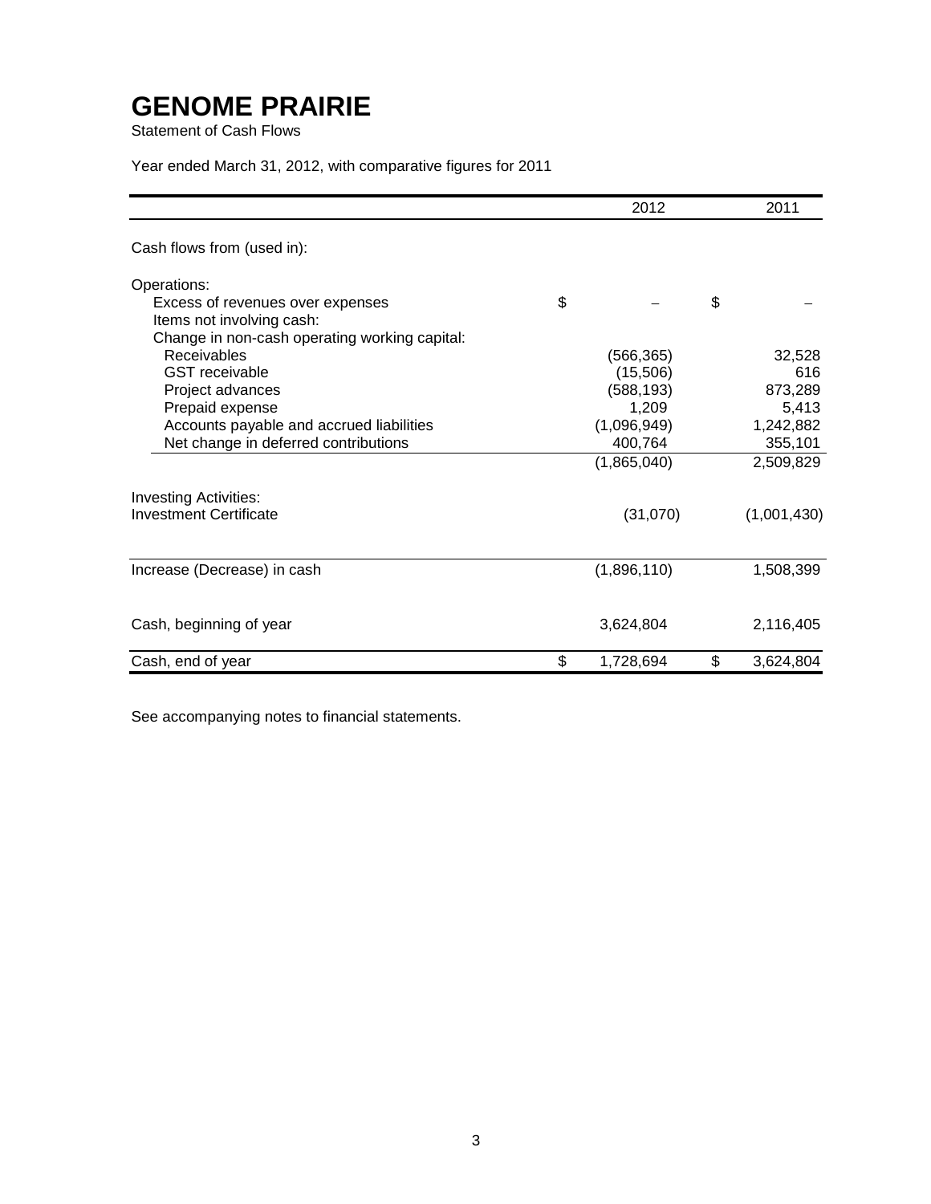# GENOME PRAIRIE

Statement of Cash Flows

Year ended March 31, 2012, with comparative figures for 2011

| | 2012 | 2011 |
|---|---|---|
| Cash flows from (used in): | | |
| Operations: | | |
| Excess of revenues over expenses | $ – | $ – |
| Items not involving cash: | | |
| Change in non-cash operating working capital: | | |
| Receivables | (566,365) | 32,528 |
| GST receivable | (15,506) | 616 |
| Project advances | (588,193) | 873,289 |
| Prepaid expense | 1,209 | 5,413 |
| Accounts payable and accrued liabilities | (1,096,949) | 1,242,882 |
| Net change in deferred contributions | 400,764 | 355,101 |
| | (1,865,040) | 2,509,829 |
| Investing Activities: | | |
| Investment Certificate | (31,070) | (1,001,430) |
| Increase (Decrease) in cash | (1,896,110) | 1,508,399 |
| Cash, beginning of year | 3,624,804 | 2,116,405 |
| Cash, end of year | $ 1,728,694 | $ 3,624,804 |

See accompanying notes to financial statements.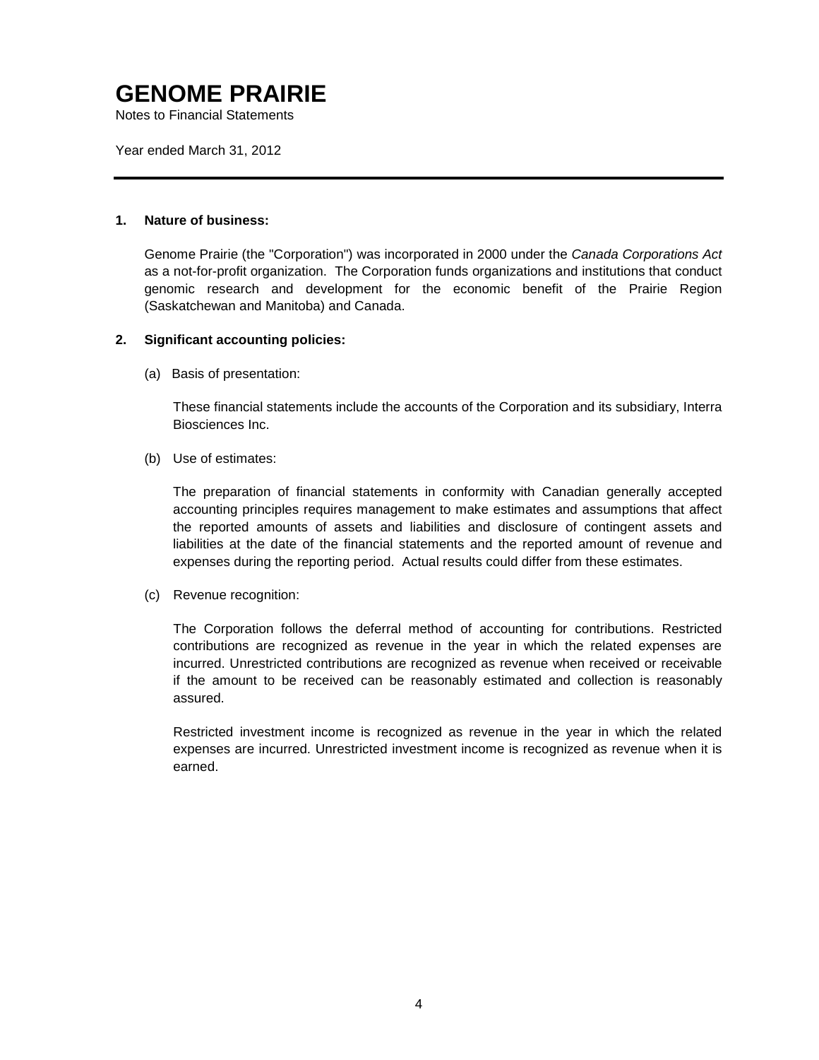# GENOME PRAIRIE

Notes to Financial Statements

Year ended March 31, 2012

---

**1. Nature of business:**

Genome Prairie (the "Corporation") was incorporated in 2000 under the *Canada Corporations Act* as a not-for-profit organization. The Corporation funds organizations and institutions that conduct genomic research and development for the economic benefit of the Prairie Region (Saskatchewan and Manitoba) and Canada.

**2. Significant accounting policies:**

(a) Basis of presentation:

These financial statements include the accounts of the Corporation and its subsidiary, Interra Biosciences Inc.

(b) Use of estimates:

The preparation of financial statements in conformity with Canadian generally accepted accounting principles requires management to make estimates and assumptions that affect the reported amounts of assets and liabilities and disclosure of contingent assets and liabilities at the date of the financial statements and the reported amount of revenue and expenses during the reporting period. Actual results could differ from these estimates.

(c) Revenue recognition:

The Corporation follows the deferral method of accounting for contributions. Restricted contributions are recognized as revenue in the year in which the related expenses are incurred. Unrestricted contributions are recognized as revenue when received or receivable if the amount to be received can be reasonably estimated and collection is reasonably assured.

Restricted investment income is recognized as revenue in the year in which the related expenses are incurred. Unrestricted investment income is recognized as revenue when it is earned.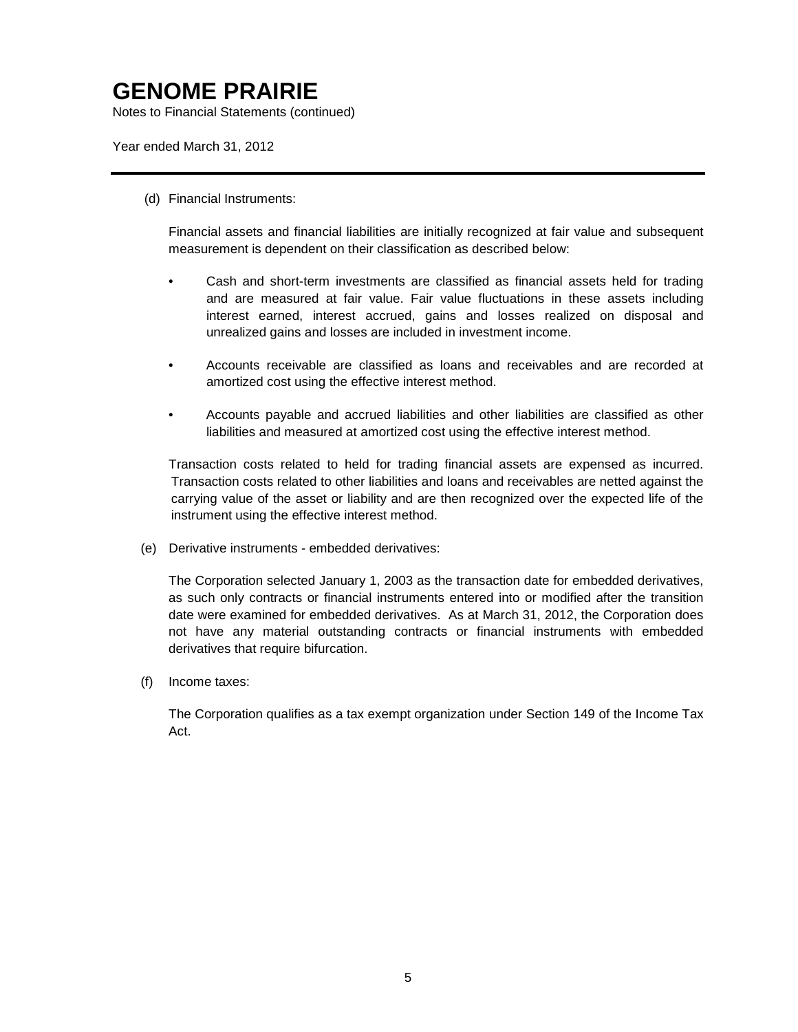# GENOME PRAIRIE

Notes to Financial Statements (continued)

Year ended March 31, 2012

(d) Financial Instruments:

Financial assets and financial liabilities are initially recognized at fair value and subsequent measurement is dependent on their classification as described below:

- Cash and short-term investments are classified as financial assets held for trading and are measured at fair value. Fair value fluctuations in these assets including interest earned, interest accrued, gains and losses realized on disposal and unrealized gains and losses are included in investment income.
- Accounts receivable are classified as loans and receivables and are recorded at amortized cost using the effective interest method.
- Accounts payable and accrued liabilities and other liabilities are classified as other liabilities and measured at amortized cost using the effective interest method.

Transaction costs related to held for trading financial assets are expensed as incurred. Transaction costs related to other liabilities and loans and receivables are netted against the carrying value of the asset or liability and are then recognized over the expected life of the instrument using the effective interest method.

(e) Derivative instruments - embedded derivatives:

The Corporation selected January 1, 2003 as the transaction date for embedded derivatives, as such only contracts or financial instruments entered into or modified after the transition date were examined for embedded derivatives. As at March 31, 2012, the Corporation does not have any material outstanding contracts or financial instruments with embedded derivatives that require bifurcation.

(f) Income taxes:

The Corporation qualifies as a tax exempt organization under Section 149 of the Income Tax Act.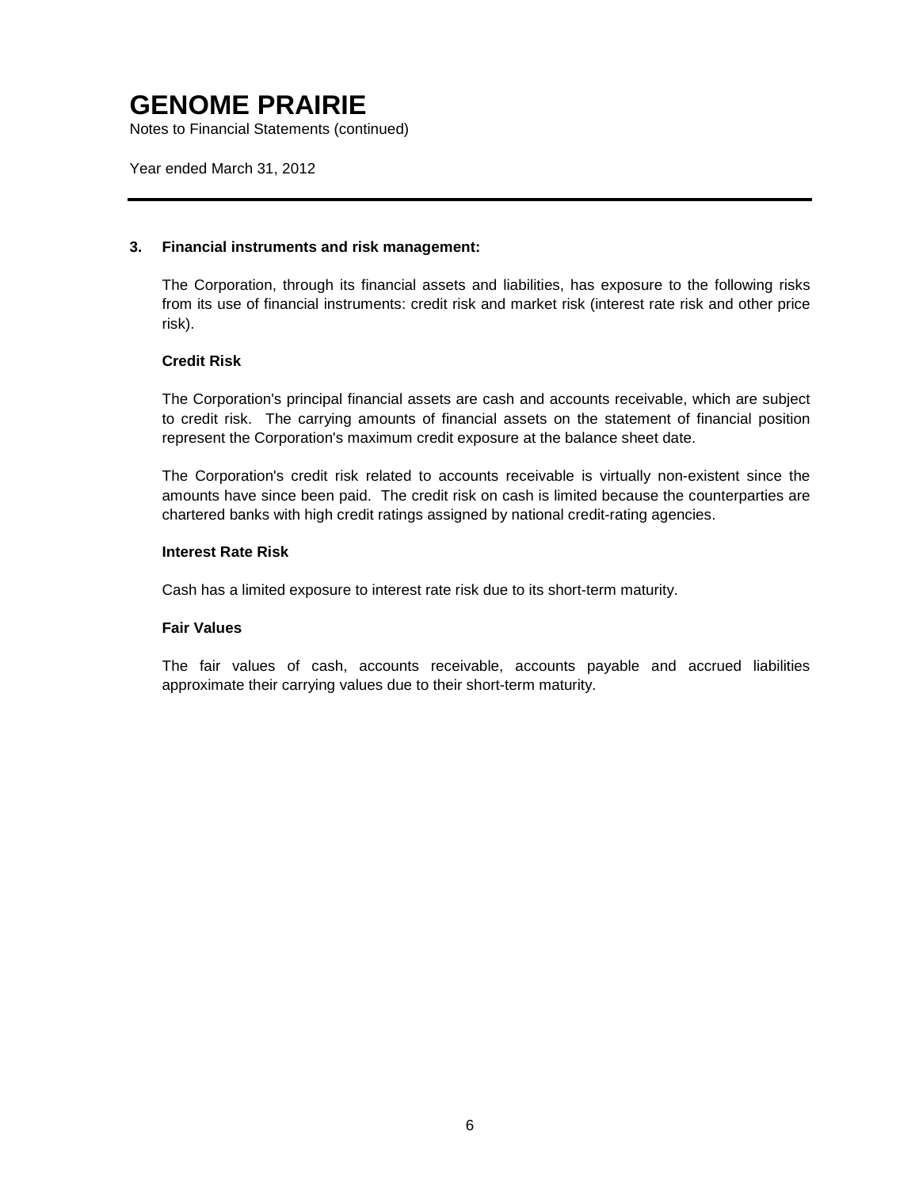# GENOME PRAIRIE

Notes to Financial Statements (continued)

Year ended March 31, 2012

---

**3. Financial instruments and risk management:**

The Corporation, through its financial assets and liabilities, has exposure to the following risks from its use of financial instruments: credit risk and market risk (interest rate risk and other price risk).

**Credit Risk**

The Corporation's principal financial assets are cash and accounts receivable, which are subject to credit risk. The carrying amounts of financial assets on the statement of financial position represent the Corporation's maximum credit exposure at the balance sheet date.

The Corporation's credit risk related to accounts receivable is virtually non-existent since the amounts have since been paid. The credit risk on cash is limited because the counterparties are chartered banks with high credit ratings assigned by national credit-rating agencies.

**Interest Rate Risk**

Cash has a limited exposure to interest rate risk due to its short-term maturity.

**Fair Values**

The fair values of cash, accounts receivable, accounts payable and accrued liabilities approximate their carrying values due to their short-term maturity.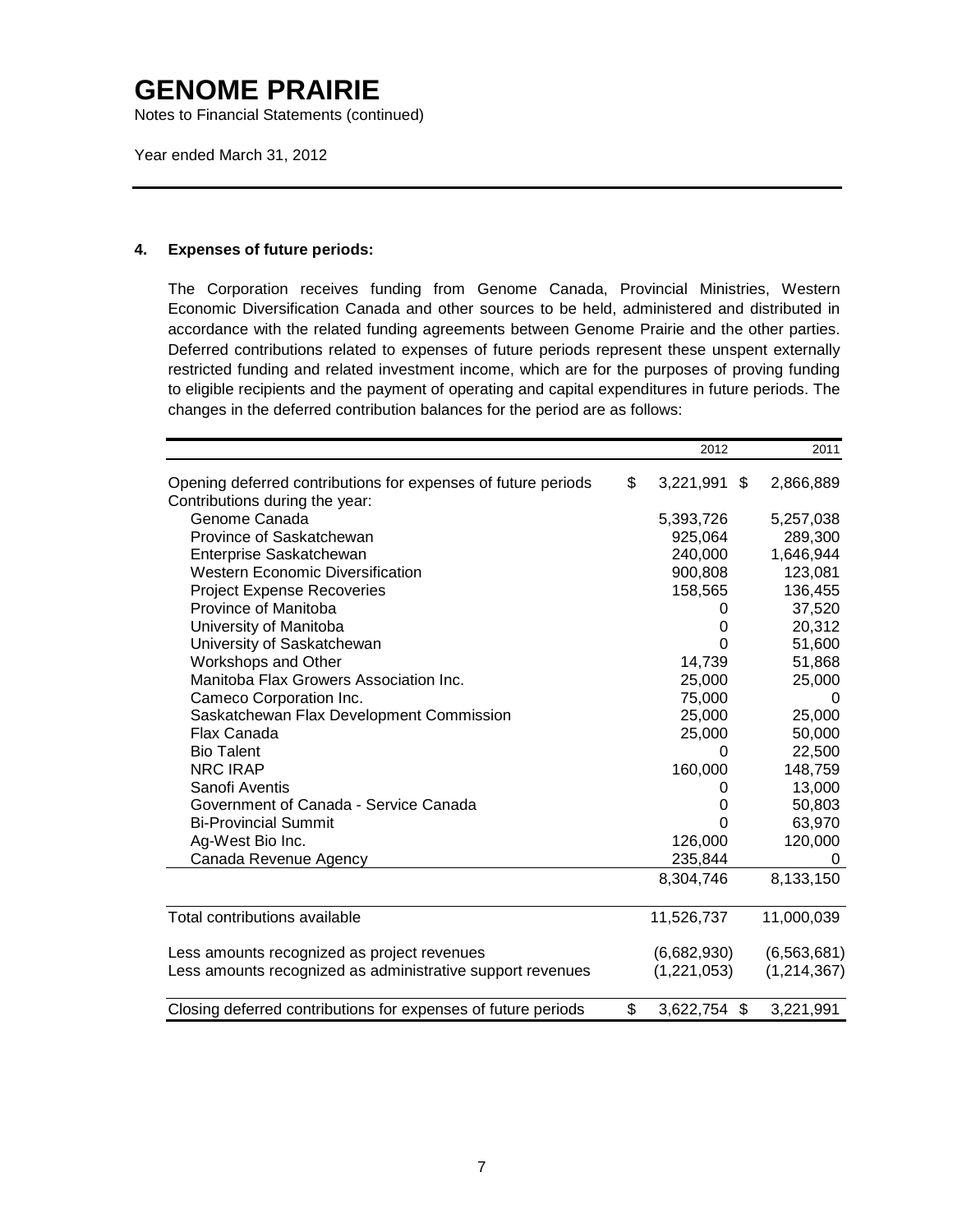# GENOME PRAIRIE

Notes to Financial Statements (continued)

Year ended March 31, 2012

## 4. Expenses of future periods:

The Corporation receives funding from Genome Canada, Provincial Ministries, Western Economic Diversification Canada and other sources to be held, administered and distributed in accordance with the related funding agreements between Genome Prairie and the other parties. Deferred contributions related to expenses of future periods represent these unspent externally restricted funding and related investment income, which are for the purposes of proving funding to eligible recipients and the payment of operating and capital expenditures in future periods. The changes in the deferred contribution balances for the period are as follows:

| | 2012 | 2011 |
|---|---|---|
| Opening deferred contributions for expenses of future periods | $ 3,221,991 | $ 2,866,889 |
| Contributions during the year: | | |
| Genome Canada | 5,393,726 | 5,257,038 |
| Province of Saskatchewan | 925,064 | 289,300 |
| Enterprise Saskatchewan | 240,000 | 1,646,944 |
| Western Economic Diversification | 900,808 | 123,081 |
| Project Expense Recoveries | 158,565 | 136,455 |
| Province of Manitoba | 0 | 37,520 |
| University of Manitoba | 0 | 20,312 |
| University of Saskatchewan | 0 | 51,600 |
| Workshops and Other | 14,739 | 51,868 |
| Manitoba Flax Growers Association Inc. | 25,000 | 25,000 |
| Cameco Corporation Inc. | 75,000 | 0 |
| Saskatchewan Flax Development Commission | 25,000 | 25,000 |
| Flax Canada | 25,000 | 50,000 |
| Bio Talent | 0 | 22,500 |
| NRC IRAP | 160,000 | 148,759 |
| Sanofi Aventis | 0 | 13,000 |
| Government of Canada - Service Canada | 0 | 50,803 |
| Bi-Provincial Summit | 0 | 63,970 |
| Ag-West Bio Inc. | 126,000 | 120,000 |
| Canada Revenue Agency | 235,844 | 0 |
| | 8,304,746 | 8,133,150 |
| Total contributions available | 11,526,737 | 11,000,039 |
| Less amounts recognized as project revenues | (6,682,930) | (6,563,681) |
| Less amounts recognized as administrative support revenues | (1,221,053) | (1,214,367) |
| Closing deferred contributions for expenses of future periods | $ 3,622,754 | $ 3,221,991 |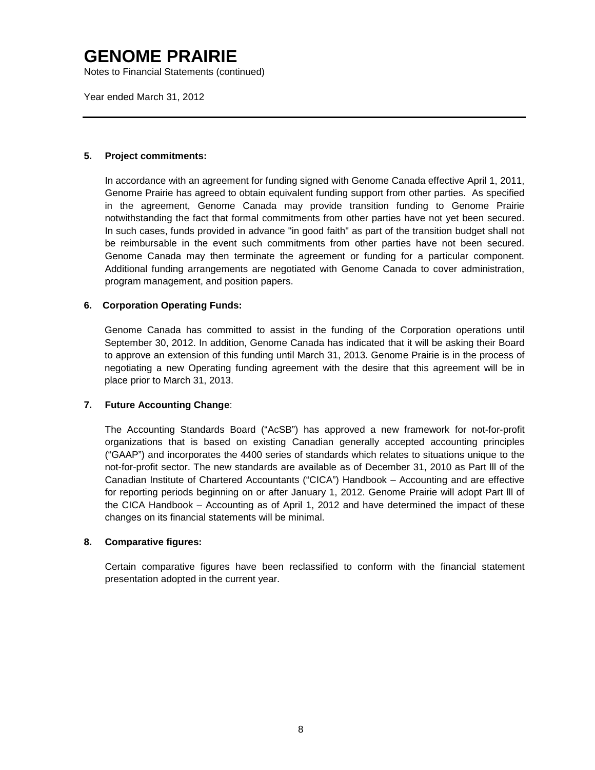# GENOME PRAIRIE

Notes to Financial Statements (continued)

Year ended March 31, 2012

---

**5. Project commitments:**

In accordance with an agreement for funding signed with Genome Canada effective April 1, 2011, Genome Prairie has agreed to obtain equivalent funding support from other parties. As specified in the agreement, Genome Canada may provide transition funding to Genome Prairie notwithstanding the fact that formal commitments from other parties have not yet been secured. In such cases, funds provided in advance "in good faith" as part of the transition budget shall not be reimbursable in the event such commitments from other parties have not been secured. Genome Canada may then terminate the agreement or funding for a particular component. Additional funding arrangements are negotiated with Genome Canada to cover administration, program management, and position papers.

**6. Corporation Operating Funds:**

Genome Canada has committed to assist in the funding of the Corporation operations until September 30, 2012. In addition, Genome Canada has indicated that it will be asking their Board to approve an extension of this funding until March 31, 2013. Genome Prairie is in the process of negotiating a new Operating funding agreement with the desire that this agreement will be in place prior to March 31, 2013.

**7. Future Accounting Change**:

The Accounting Standards Board ("AcSB") has approved a new framework for not-for-profit organizations that is based on existing Canadian generally accepted accounting principles ("GAAP") and incorporates the 4400 series of standards which relates to situations unique to the not-for-profit sector. The new standards are available as of December 31, 2010 as Part lll of the Canadian Institute of Chartered Accountants ("CICA") Handbook – Accounting and are effective for reporting periods beginning on or after January 1, 2012. Genome Prairie will adopt Part lll of the CICA Handbook – Accounting as of April 1, 2012 and have determined the impact of these changes on its financial statements will be minimal.

**8. Comparative figures:**

Certain comparative figures have been reclassified to conform with the financial statement presentation adopted in the current year.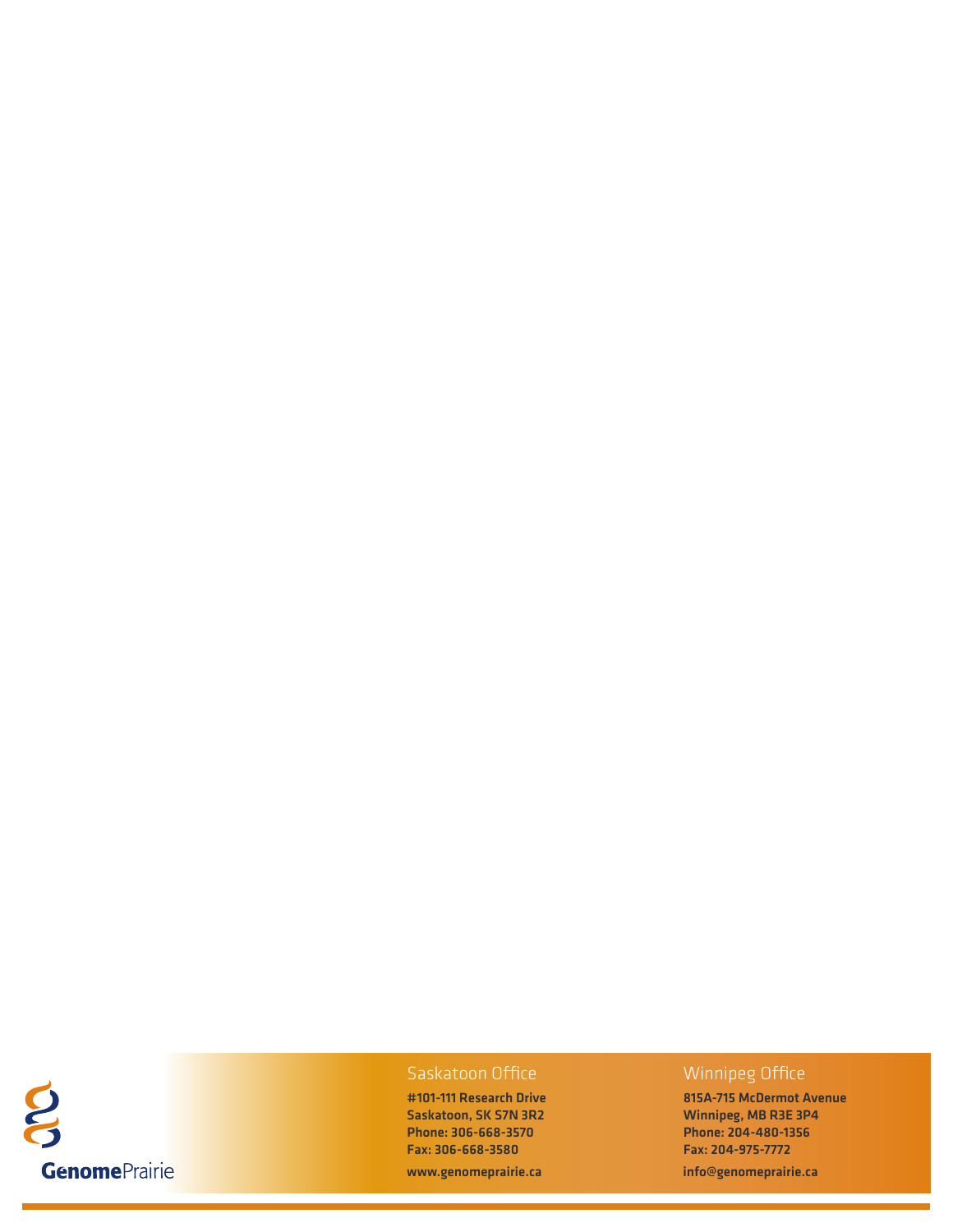GenomePrairie

Saskatoon Office

#101-111 Research Drive
Saskatoon, SK S7N 3R2
Phone: 306-668-3570
Fax: 306-668-3580

www.genomeprairie.ca

Winnipeg Office

815A-715 McDermot Avenue
Winnipeg, MB R3E 3P4
Phone: 204-480-1356
Fax: 204-975-7772

info@genomeprairie.ca